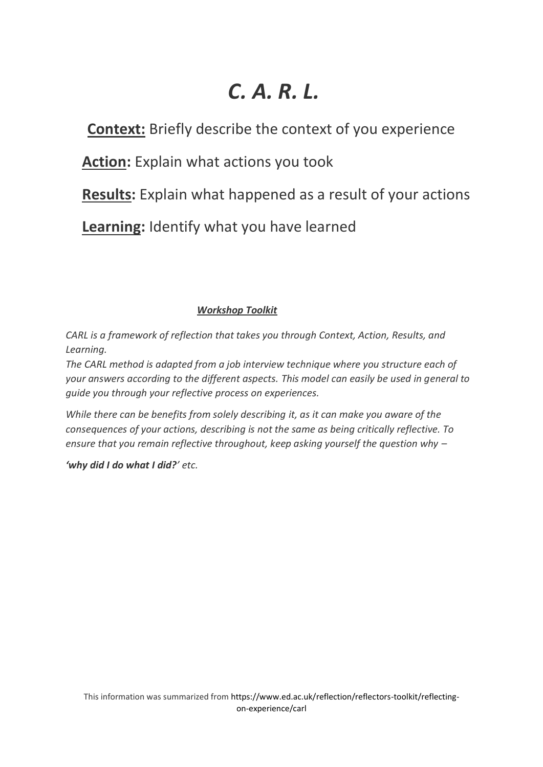# *C. A. R. L.*

**Context:** Briefly describe the context of you experience

**Action:** Explain what actions you took

**Results:** Explain what happened as a result of your actions

**Learning:** Identify what you have learned

***Workshop Toolkit***

*CARL is a framework of reflection that takes you through Context, Action, Results, and Learning.*

*The CARL method is adapted from a job interview technique where you structure each of your answers according to the different aspects. This model can easily be used in general to guide you through your reflective process on experiences.*

*While there can be benefits from solely describing it, as it can make you aware of the consequences of your actions, describing is not the same as being critically reflective. To ensure that you remain reflective throughout, keep asking yourself the question why –*

***'why did I do what I did?'** etc.*

This information was summarized from https://www.ed.ac.uk/reflection/reflectors-toolkit/reflecting-on-experience/carl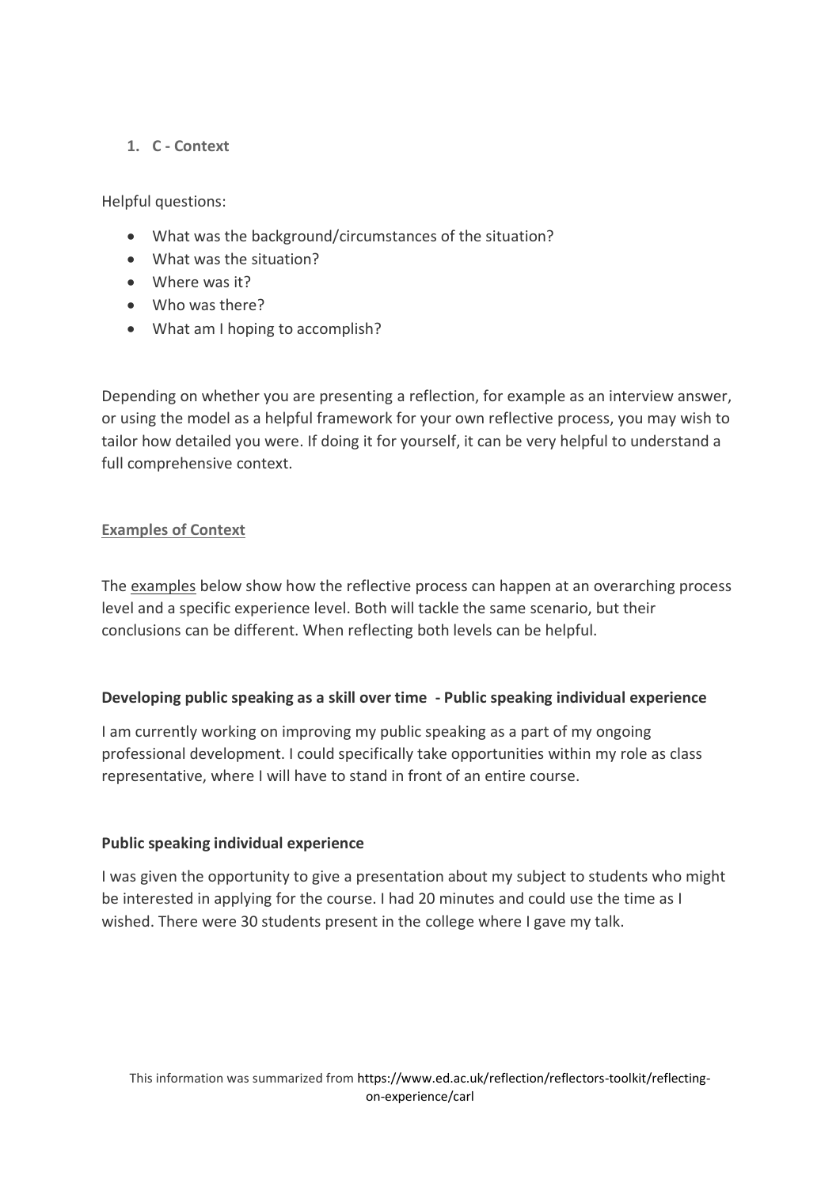1. **C - Context**

Helpful questions:

- What was the background/circumstances of the situation?
- What was the situation?
- Where was it?
- Who was there?
- What am I hoping to accomplish?

Depending on whether you are presenting a reflection, for example as an interview answer, or using the model as a helpful framework for your own reflective process, you may wish to tailor how detailed you were. If doing it for yourself, it can be very helpful to understand a full comprehensive context.

**Examples of Context**

The examples below show how the reflective process can happen at an overarching process level and a specific experience level. Both will tackle the same scenario, but their conclusions can be different. When reflecting both levels can be helpful.

**Developing public speaking as a skill over time - Public speaking individual experience**

I am currently working on improving my public speaking as a part of my ongoing professional development. I could specifically take opportunities within my role as class representative, where I will have to stand in front of an entire course.

**Public speaking individual experience**

I was given the opportunity to give a presentation about my subject to students who might be interested in applying for the course. I had 20 minutes and could use the time as I wished. There were 30 students present in the college where I gave my talk.

This information was summarized from https://www.ed.ac.uk/reflection/reflectors-toolkit/reflecting-on-experience/carl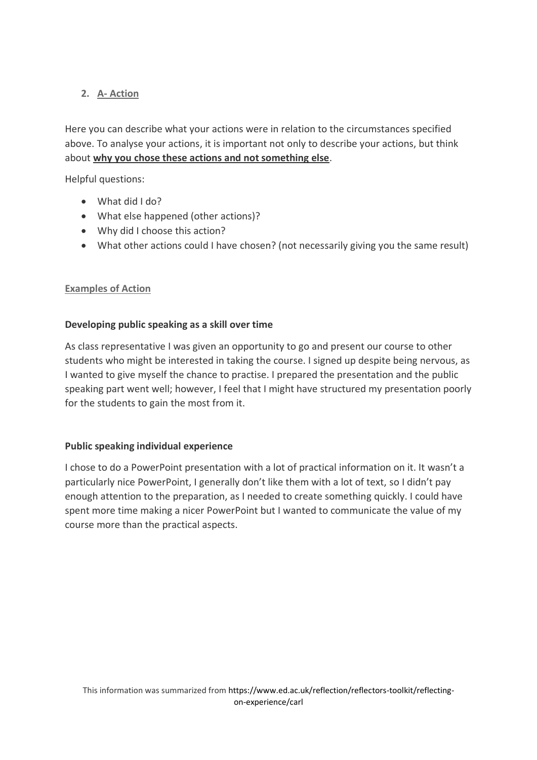## 2. A- Action

Here you can describe what your actions were in relation to the circumstances specified above. To analyse your actions, it is important not only to describe your actions, but think about **why you chose these actions and not something else**.

Helpful questions:

- What did I do?
- What else happened (other actions)?
- Why did I choose this action?
- What other actions could I have chosen? (not necessarily giving you the same result)

### Examples of Action

**Developing public speaking as a skill over time**

As class representative I was given an opportunity to go and present our course to other students who might be interested in taking the course. I signed up despite being nervous, as I wanted to give myself the chance to practise. I prepared the presentation and the public speaking part went well; however, I feel that I might have structured my presentation poorly for the students to gain the most from it.

**Public speaking individual experience**

I chose to do a PowerPoint presentation with a lot of practical information on it. It wasn't a particularly nice PowerPoint, I generally don't like them with a lot of text, so I didn't pay enough attention to the preparation, as I needed to create something quickly. I could have spent more time making a nicer PowerPoint but I wanted to communicate the value of my course more than the practical aspects.

This information was summarized from https://www.ed.ac.uk/reflection/reflectors-toolkit/reflecting-on-experience/carl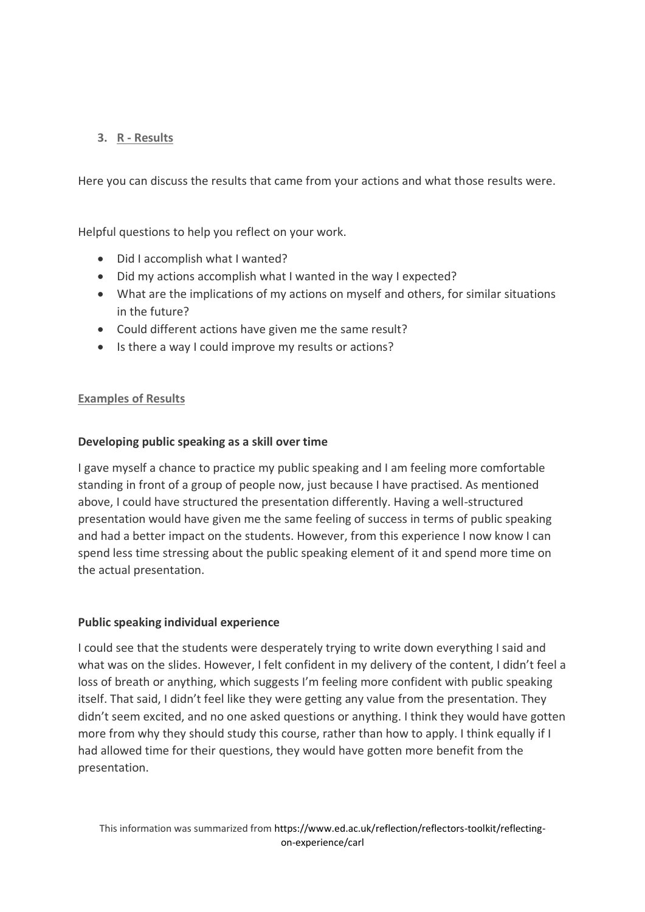3. **R - Results**

Here you can discuss the results that came from your actions and what those results were.

Helpful questions to help you reflect on your work.

- Did I accomplish what I wanted?
- Did my actions accomplish what I wanted in the way I expected?
- What are the implications of my actions on myself and others, for similar situations in the future?
- Could different actions have given me the same result?
- Is there a way I could improve my results or actions?

**Examples of Results**

**Developing public speaking as a skill over time**

I gave myself a chance to practice my public speaking and I am feeling more comfortable standing in front of a group of people now, just because I have practised. As mentioned above, I could have structured the presentation differently. Having a well-structured presentation would have given me the same feeling of success in terms of public speaking and had a better impact on the students. However, from this experience I now know I can spend less time stressing about the public speaking element of it and spend more time on the actual presentation.

**Public speaking individual experience**

I could see that the students were desperately trying to write down everything I said and what was on the slides. However, I felt confident in my delivery of the content, I didn't feel a loss of breath or anything, which suggests I'm feeling more confident with public speaking itself. That said, I didn't feel like they were getting any value from the presentation. They didn't seem excited, and no one asked questions or anything. I think they would have gotten more from why they should study this course, rather than how to apply. I think equally if I had allowed time for their questions, they would have gotten more benefit from the presentation.

This information was summarized from https://www.ed.ac.uk/reflection/reflectors-toolkit/reflecting-on-experience/carl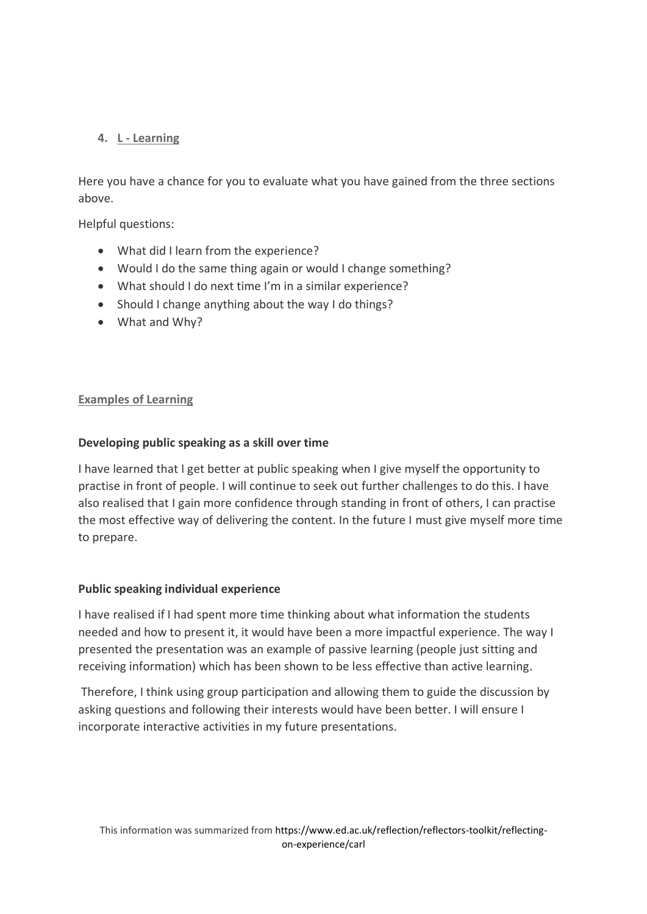4. **L - Learning**

Here you have a chance for you to evaluate what you have gained from the three sections above.

Helpful questions:

- What did I learn from the experience?
- Would I do the same thing again or would I change something?
- What should I do next time I'm in a similar experience?
- Should I change anything about the way I do things?
- What and Why?

**Examples of Learning**

**Developing public speaking as a skill over time**

I have learned that I get better at public speaking when I give myself the opportunity to practise in front of people. I will continue to seek out further challenges to do this. I have also realised that I gain more confidence through standing in front of others, I can practise the most effective way of delivering the content. In the future I must give myself more time to prepare.

**Public speaking individual experience**

I have realised if I had spent more time thinking about what information the students needed and how to present it, it would have been a more impactful experience. The way I presented the presentation was an example of passive learning (people just sitting and receiving information) which has been shown to be less effective than active learning.

Therefore, I think using group participation and allowing them to guide the discussion by asking questions and following their interests would have been better. I will ensure I incorporate interactive activities in my future presentations.

This information was summarized from https://www.ed.ac.uk/reflection/reflectors-toolkit/reflecting-on-experience/carl